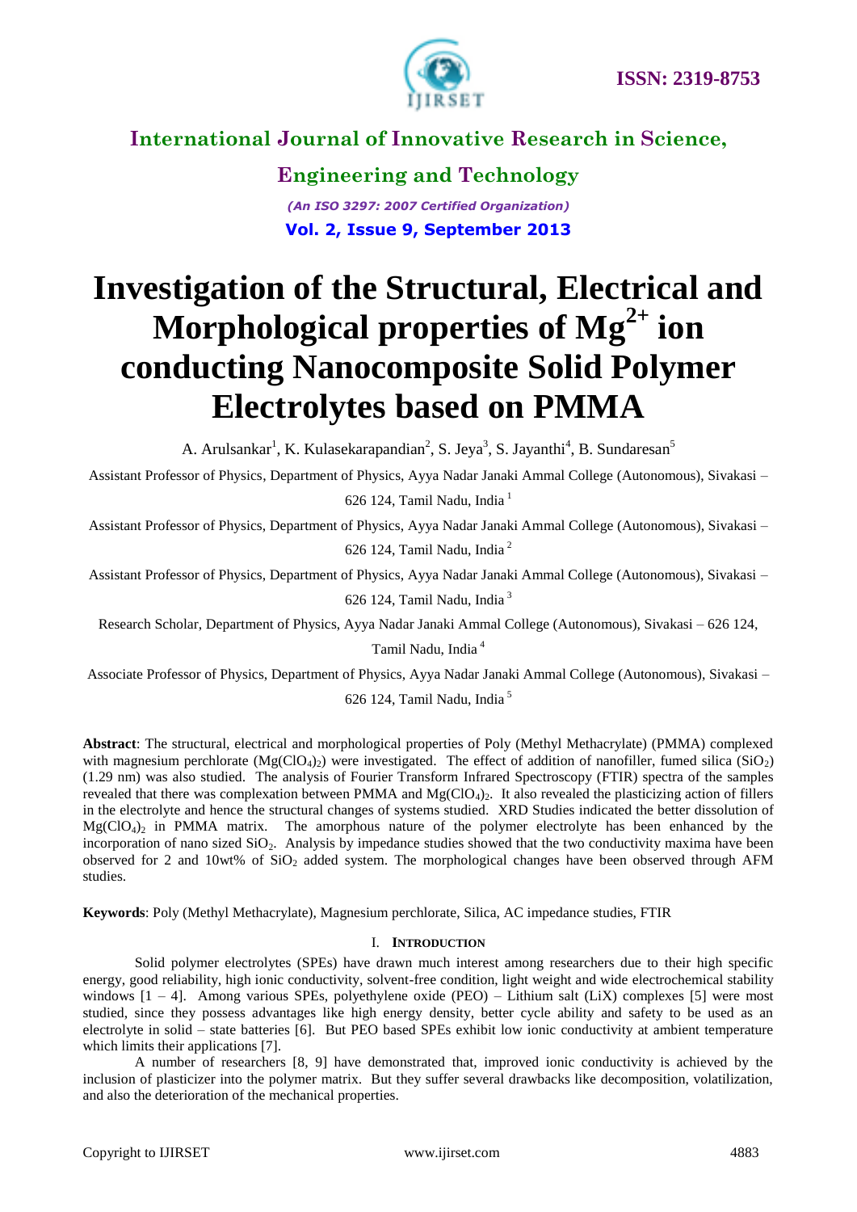# Investigation of the Structural, Electrical and Morphological properties of $Mg^{2+}$ ion conducting Nanocomposite Solid Polymer Electrolytes based on PMMA

A. Arulsankar[1], K. Kulasekarapandian[2], S. Jeya[3], S. Jayanthi[4], B. Sundaresan[5]

Assistant Professor of Physics, Department of Physics, Ayya Nadar Janaki Ammal College (Autonomous), Sivakasi – 626 124, Tamil Nadu, India [1]

Assistant Professor of Physics, Department of Physics, Ayya Nadar Janaki Ammal College (Autonomous), Sivakasi – 626 124, Tamil Nadu, India [2]

Assistant Professor of Physics, Department of Physics, Ayya Nadar Janaki Ammal College (Autonomous), Sivakasi – 626 124, Tamil Nadu, India [3]

Research Scholar, Department of Physics, Ayya Nadar Janaki Ammal College (Autonomous), Sivakasi – 626 124, Tamil Nadu, India [4]

Associate Professor of Physics, Department of Physics, Ayya Nadar Janaki Ammal College (Autonomous), Sivakasi – 626 124, Tamil Nadu, India [5]

**Abstract**: The structural, electrical and morphological properties of Poly (Methyl Methacrylate) (PMMA) complexed with magnesium perchlorate ($Mg(ClO_4)_2$) were investigated. The effect of addition of nanofiller, fumed silica ($SiO_2$) (1.29 nm) was also studied. The analysis of Fourier Transform Infrared Spectroscopy (FTIR) spectra of the samples revealed that there was complexation between PMMA and $Mg(ClO_4)_2$. It also revealed the plasticizing action of fillers in the electrolyte and hence the structural changes of systems studied. XRD Studies indicated the better dissolution of $Mg(ClO_4)_2$ in PMMA matrix. The amorphous nature of the polymer electrolyte has been enhanced by the incorporation of nano sized $SiO_2$. Analysis by impedance studies showed that the two conductivity maxima have been observed for 2 and 10wt% of $SiO_2$ added system. The morphological changes have been observed through AFM studies.

**Keywords**: Poly (Methyl Methacrylate), Magnesium perchlorate, Silica, AC impedance studies, FTIR

## I. Introduction

Solid polymer electrolytes (SPEs) have drawn much interest among researchers due to their high specific energy, good reliability, high ionic conductivity, solvent-free condition, light weight and wide electrochemical stability windows [1 – 4]. Among various SPEs, polyethylene oxide (PEO) – Lithium salt (LiX) complexes [5] were most studied, since they possess advantages like high energy density, better cycle ability and safety to be used as an electrolyte in solid – state batteries [6]. But PEO based SPEs exhibit low ionic conductivity at ambient temperature which limits their applications [7].

A number of researchers [8, 9] have demonstrated that, improved ionic conductivity is achieved by the inclusion of plasticizer into the polymer matrix. But they suffer several drawbacks like decomposition, volatilization, and also the deterioration of the mechanical properties.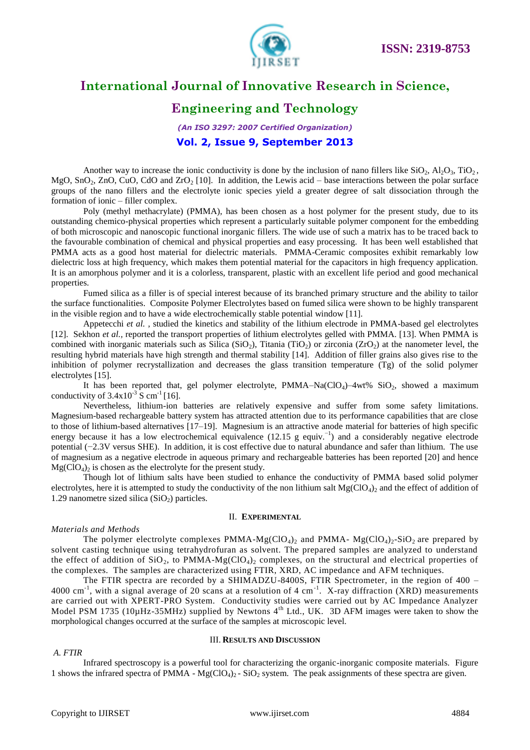Another way to increase the ionic conductivity is done by the inclusion of nano fillers like $SiO_2$, $Al_2O_3$, $TiO_2$, MgO, $SnO_2$, ZnO, CuO, CdO and $ZrO_2$ [10]. In addition, the Lewis acid – base interactions between the polar surface groups of the nano fillers and the electrolyte ionic species yield a greater degree of salt dissociation through the formation of ionic – filler complex.

Poly (methyl methacrylate) (PMMA), has been chosen as a host polymer for the present study, due to its outstanding chemico-physical properties which represent a particularly suitable polymer component for the embedding of both microscopic and nanoscopic functional inorganic fillers. The wide use of such a matrix has to be traced back to the favourable combination of chemical and physical properties and easy processing. It has been well established that PMMA acts as a good host material for dielectric materials. PMMA-Ceramic composites exhibit remarkably low dielectric loss at high frequency, which makes them potential material for the capacitors in high frequency application. It is an amorphous polymer and it is a colorless, transparent, plastic with an excellent life period and good mechanical properties.

Fumed silica as a filler is of special interest because of its branched primary structure and the ability to tailor the surface functionalities. Composite Polymer Electrolytes based on fumed silica were shown to be highly transparent in the visible region and to have a wide electrochemically stable potential window [11].

Appetecchi *et al.* , studied the kinetics and stability of the lithium electrode in PMMA-based gel electrolytes [12]. Sekhon *et al.*, reported the transport properties of lithium electrolytes gelled with PMMA. [13]. When PMMA is combined with inorganic materials such as Silica ($SiO_2$), Titania ($TiO_2$) or zirconia ($ZrO_2$) at the nanometer level, the resulting hybrid materials have high strength and thermal stability [14]. Addition of filler grains also gives rise to the inhibition of polymer recrystallization and decreases the glass transition temperature (Tg) of the solid polymer electrolytes [15].

It has been reported that, gel polymer electrolyte, PMMA–$Na(ClO_4)$–4wt% $SiO_2$, showed a maximum conductivity of $3.4\times10^{-3}$ S $cm^{-1}$ [16].

Nevertheless, lithium-ion batteries are relatively expensive and suffer from some safety limitations. Magnesium-based rechargeable battery system has attracted attention due to its performance capabilities that are close to those of lithium-based alternatives [17–19]. Magnesium is an attractive anode material for batteries of high specific energy because it has a low electrochemical equivalence (12.15 g $equiv.^{-1}$) and a considerably negative electrode potential (−2.3V versus SHE). In addition, it is cost effective due to natural abundance and safer than lithium. The use of magnesium as a negative electrode in aqueous primary and rechargeable batteries has been reported [20] and hence $Mg(ClO_4)_2$ is chosen as the electrolyte for the present study.

Though lot of lithium salts have been studied to enhance the conductivity of PMMA based solid polymer electrolytes, here it is attempted to study the conductivity of the non lithium salt $Mg(ClO_4)_2$ and the effect of addition of 1.29 nanometre sized silica ($SiO_2$) particles.

## II. Experimental

*Materials and Methods*

The polymer electrolyte complexes PMMA-$Mg(ClO_4)_2$ and PMMA- $Mg(ClO_4)_2$-$SiO_2$ are prepared by solvent casting technique using tetrahydrofuran as solvent. The prepared samples are analyzed to understand the effect of addition of $SiO_2$, to PMMA-$Mg(ClO_4)_2$ complexes, on the structural and electrical properties of the complexes. The samples are characterized using FTIR, XRD, AC impedance and AFM techniques.

The FTIR spectra are recorded by a SHIMADZU-8400S, FTIR Spectrometer, in the region of 400 – 4000 $cm^{-1}$, with a signal average of 20 scans at a resolution of 4 $cm^{-1}$. X-ray diffraction (XRD) measurements are carried out with XPERT-PRO System. Conductivity studies were carried out by AC Impedance Analyzer Model PSM 1735 (10μHz-35MHz) supplied by Newtons 4th Ltd., UK. 3D AFM images were taken to show the morphological changes occurred at the surface of the samples at microscopic level.

## III. Results and Discussion

*A. FTIR*

Infrared spectroscopy is a powerful tool for characterizing the organic-inorganic composite materials. Figure 1 shows the infrared spectra of PMMA - $Mg(ClO_4)_2$ - $SiO_2$ system. The peak assignments of these spectra are given.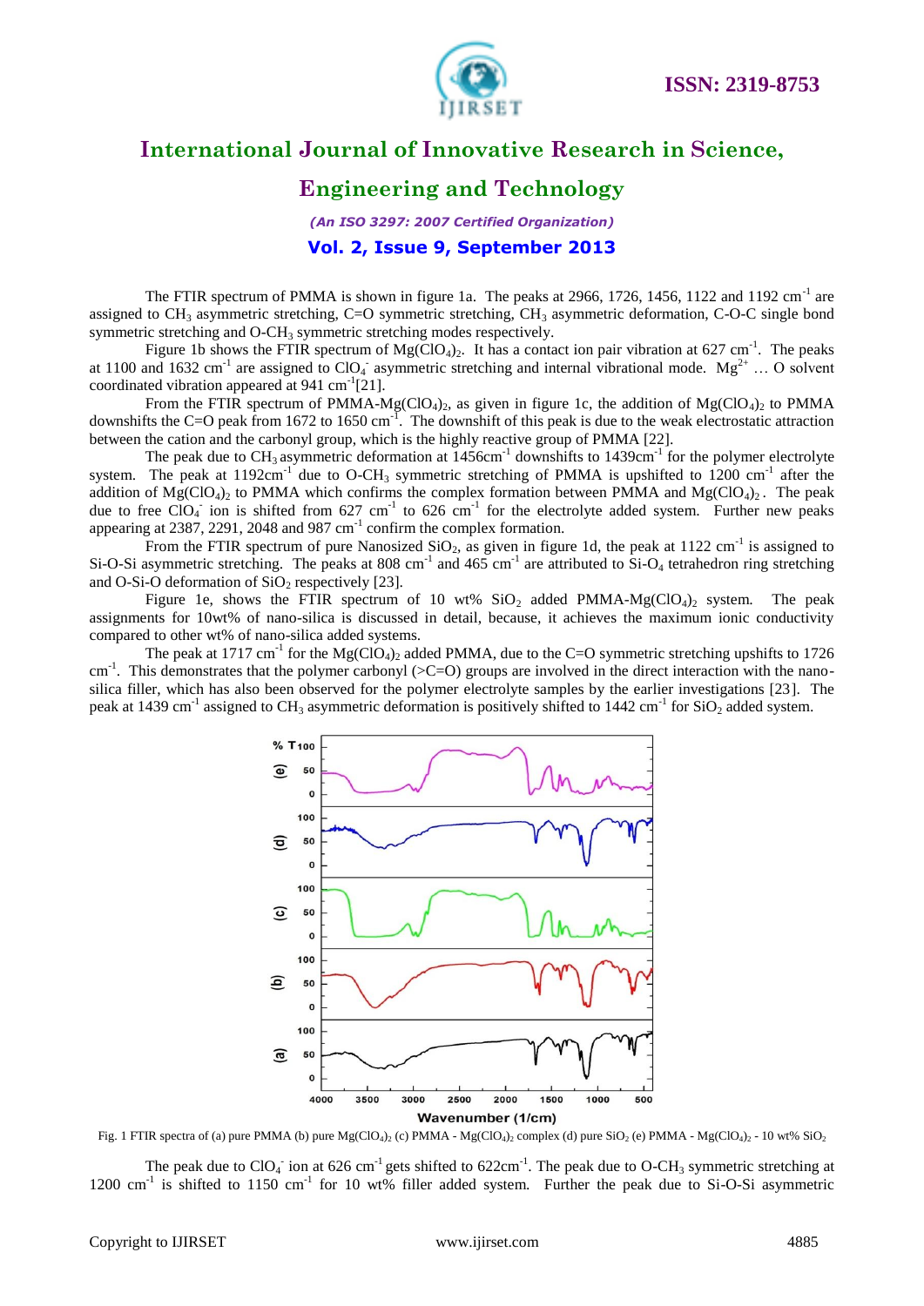The FTIR spectrum of PMMA is shown in figure 1a. The peaks at 2966, 1726, 1456, 1122 and 1192 $cm^{-1}$ are assigned to $CH_3$ asymmetric stretching, C=O symmetric stretching, $CH_3$ asymmetric deformation, C-O-C single bond symmetric stretching and O-$CH_3$ symmetric stretching modes respectively.

Figure 1b shows the FTIR spectrum of $Mg(ClO_4)_2$. It has a contact ion pair vibration at 627 $cm^{-1}$. The peaks at 1100 and 1632 $cm^{-1}$ are assigned to $ClO_4^-$ asymmetric stretching and internal vibrational mode. $Mg^{2+}$ … O solvent coordinated vibration appeared at 941 $cm^{-1}$[21].

From the FTIR spectrum of PMMA-$Mg(ClO_4)_2$, as given in figure 1c, the addition of $Mg(ClO_4)_2$ to PMMA downshifts the C=O peak from 1672 to 1650 $cm^{-1}$. The downshift of this peak is due to the weak electrostatic attraction between the cation and the carbonyl group, which is the highly reactive group of PMMA [22].

The peak due to $CH_3$ asymmetric deformation at 1456$cm^{-1}$ downshifts to 1439$cm^{-1}$ for the polymer electrolyte system. The peak at 1192$cm^{-1}$ due to O-$CH_3$ symmetric stretching of PMMA is upshifted to 1200 $cm^{-1}$ after the addition of $Mg(ClO_4)_2$ to PMMA which confirms the complex formation between PMMA and $Mg(ClO_4)_2$. The peak due to free $ClO_4^-$ ion is shifted from 627 $cm^{-1}$ to 626 $cm^{-1}$ for the electrolyte added system. Further new peaks appearing at 2387, 2291, 2048 and 987 $cm^{-1}$ confirm the complex formation.

From the FTIR spectrum of pure Nanosized $SiO_2$, as given in figure 1d, the peak at 1122 $cm^{-1}$ is assigned to Si-O-Si asymmetric stretching. The peaks at 808 $cm^{-1}$ and 465 $cm^{-1}$ are attributed to Si-$O_4$ tetrahedron ring stretching and O-Si-O deformation of $SiO_2$ respectively [23].

Figure 1e, shows the FTIR spectrum of 10 wt% $SiO_2$ added PMMA-$Mg(ClO_4)_2$ system. The peak assignments for 10wt% of nano-silica is discussed in detail, because, it achieves the maximum ionic conductivity compared to other wt% of nano-silica added systems.

The peak at 1717 $cm^{-1}$ for the $Mg(ClO_4)_2$ added PMMA, due to the C=O symmetric stretching upshifts to 1726 $cm^{-1}$. This demonstrates that the polymer carbonyl (>C=O) groups are involved in the direct interaction with the nano-silica filler, which has also been observed for the polymer electrolyte samples by the earlier investigations [23]. The peak at 1439 $cm^{-1}$ assigned to $CH_3$ asymmetric deformation is positively shifted to 1442 $cm^{-1}$ for $SiO_2$ added system.

Fig. 1 FTIR spectra of (a) pure PMMA (b) pure $Mg(ClO_4)_2$ (c) PMMA - $Mg(ClO_4)_2$ complex (d) pure $SiO_2$ (e) PMMA - $Mg(ClO_4)_2$ - 10 wt% $SiO_2$

The peak due to $ClO_4^-$ ion at 626 $cm^{-1}$ gets shifted to 622$cm^{-1}$. The peak due to O-$CH_3$ symmetric stretching at 1200 $cm^{-1}$ is shifted to 1150 $cm^{-1}$ for 10 wt% filler added system. Further the peak due to Si-O-Si asymmetric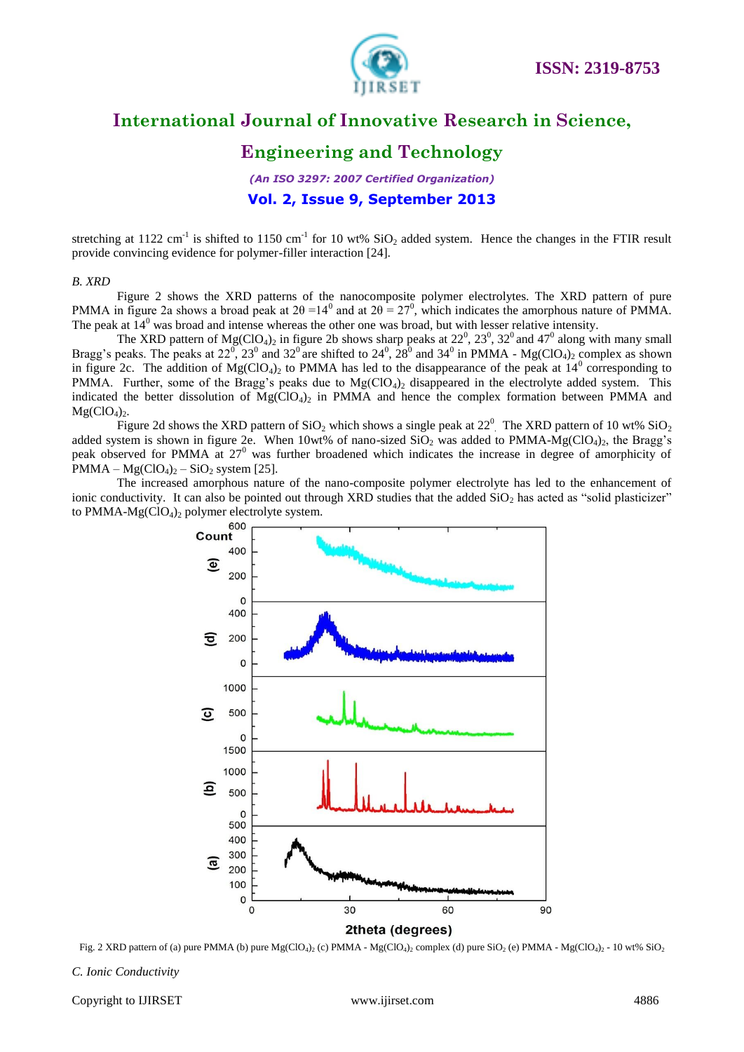stretching at 1122 $cm^{-1}$ is shifted to 1150 $cm^{-1}$ for 10 wt% $SiO_2$ added system. Hence the changes in the FTIR result provide convincing evidence for polymer-filler interaction [24].

### *B. XRD*

Figure 2 shows the XRD patterns of the nanocomposite polymer electrolytes. The XRD pattern of pure PMMA in figure 2a shows a broad peak at $2\theta = 14^0$ and at $2\theta = 27^0$, which indicates the amorphous nature of PMMA. The peak at $14^0$ was broad and intense whereas the other one was broad, but with lesser relative intensity.

The XRD pattern of $Mg(ClO_4)_2$ in figure 2b shows sharp peaks at $22^0$, $23^0$, $32^0$ and $47^0$ along with many small Bragg's peaks. The peaks at $22^0$, $23^0$ and $32^0$ are shifted to $24^0$, $28^0$ and $34^0$ in PMMA - $Mg(ClO_4)_2$ complex as shown in figure 2c. The addition of $Mg(ClO_4)_2$ to PMMA has led to the disappearance of the peak at $14^0$ corresponding to PMMA. Further, some of the Bragg's peaks due to $Mg(ClO_4)_2$ disappeared in the electrolyte added system. This indicated the better dissolution of $Mg(ClO_4)_2$ in PMMA and hence the complex formation between PMMA and $Mg(ClO_4)_2$.

Figure 2d shows the XRD pattern of $SiO_2$ which shows a single peak at $22^0$. The XRD pattern of 10 wt% $SiO_2$ added system is shown in figure 2e. When 10wt% of nano-sized $SiO_2$ was added to PMMA-$Mg(ClO_4)_2$, the Bragg's peak observed for PMMA at $27^0$ was further broadened which indicates the increase in degree of amorphicity of PMMA – $Mg(ClO_4)_2$ – $SiO_2$ system [25].

The increased amorphous nature of the nano-composite polymer electrolyte has led to the enhancement of ionic conductivity. It can also be pointed out through XRD studies that the added $SiO_2$ has acted as "solid plasticizer" to PMMA-$Mg(ClO_4)_2$ polymer electrolyte system.

Fig. 2 XRD pattern of (a) pure PMMA (b) pure $Mg(ClO_4)_2$ (c) PMMA - $Mg(ClO_4)_2$ complex (d) pure $SiO_2$ (e) PMMA - $Mg(ClO_4)_2$ - 10 wt% $SiO_2$

### *C. Ionic Conductivity*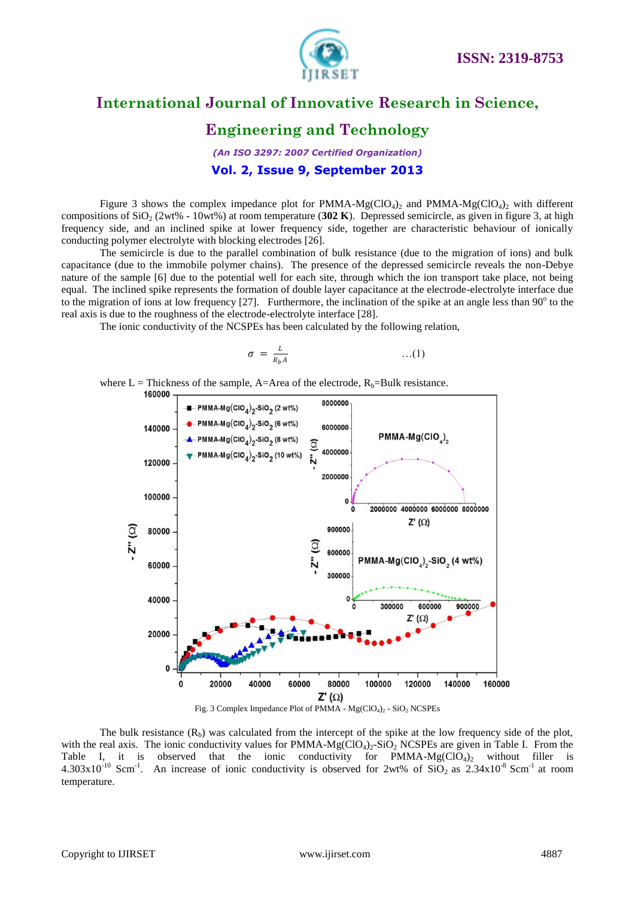Figure 3 shows the complex impedance plot for PMMA-$Mg(ClO_4)_2$ and PMMA-$Mg(ClO_4)_2$ with different compositions of $SiO_2$ (2wt% - 10wt%) at room temperature (**302 K**). Depressed semicircle, as given in figure 3, at high frequency side, and an inclined spike at lower frequency side, together are characteristic behaviour of ionically conducting polymer electrolyte with blocking electrodes [26].

The semicircle is due to the parallel combination of bulk resistance (due to the migration of ions) and bulk capacitance (due to the immobile polymer chains). The presence of the depressed semicircle reveals the non-Debye nature of the sample [6] due to the potential well for each site, through which the ion transport take place, not being equal. The inclined spike represents the formation of double layer capacitance at the electrode-electrolyte interface due to the migration of ions at low frequency [27]. Furthermore, the inclination of the spike at an angle less than 90° to the real axis is due to the roughness of the electrode-electrolyte interface [28].

The ionic conductivity of the NCSPEs has been calculated by the following relation,

$$\sigma = \frac{L}{R_b A} \qquad \ldots(1)$$

where L = Thickness of the sample, A=Area of the electrode, $R_b$=Bulk resistance.

Fig. 3 Complex Impedance Plot of PMMA - $Mg(ClO_4)_2$ - $SiO_2$ NCSPEs

The bulk resistance ($R_b$) was calculated from the intercept of the spike at the low frequency side of the plot, with the real axis. The ionic conductivity values for PMMA-$Mg(ClO_4)_2$-$SiO_2$ NCSPEs are given in Table I. From the Table I, it is observed that the ionic conductivity for PMMA-$Mg(ClO_4)_2$ without filler is $4.303 \times 10^{-10}$ $Scm^{-1}$. An increase of ionic conductivity is observed for 2wt% of $SiO_2$ as $2.34 \times 10^{-8}$ $Scm^{-1}$ at room temperature.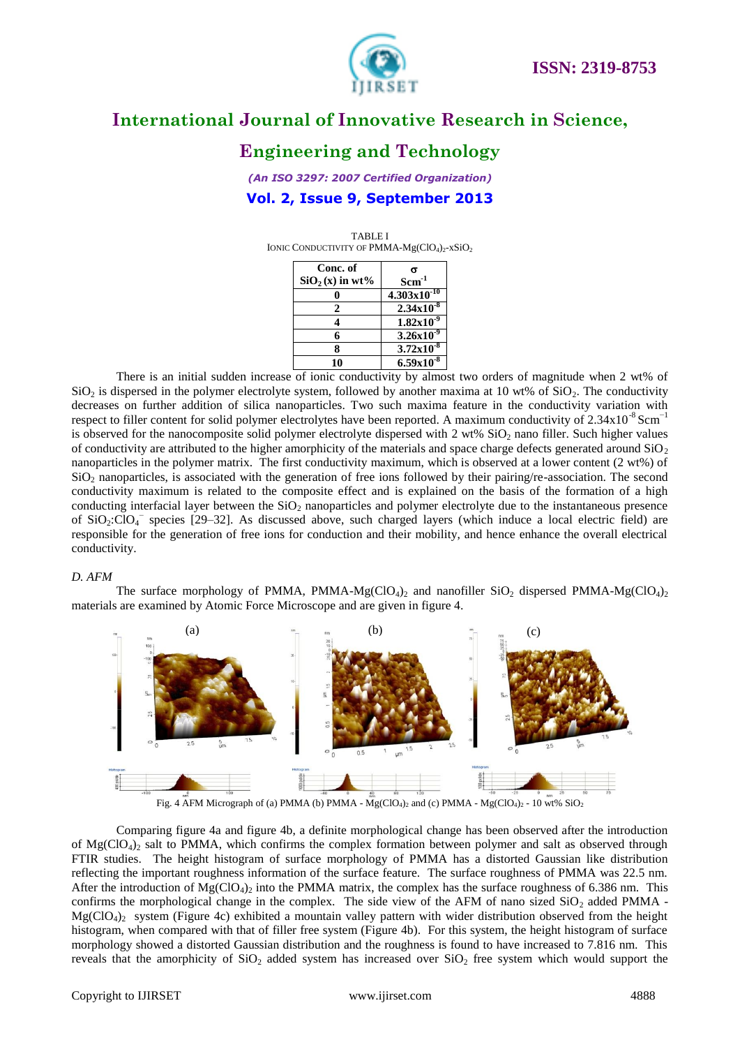TABLE I
IONIC CONDUCTIVITY OF PMMA-$Mg(ClO_4)_2$-$xSiO_2$

| Conc. of $SiO_2$ (x) in wt% | σ $Scm^{-1}$ |
|---|---|
| 0 | $4.303x10^{-10}$ |
| 2 | $2.34x10^{-8}$ |
| 4 | $1.82x10^{-9}$ |
| 6 | $3.26x10^{-9}$ |
| 8 | $3.72x10^{-8}$ |
| 10 | $6.59x10^{-8}$ |

There is an initial sudden increase of ionic conductivity by almost two orders of magnitude when 2 wt% of $SiO_2$ is dispersed in the polymer electrolyte system, followed by another maxima at 10 wt% of $SiO_2$. The conductivity decreases on further addition of silica nanoparticles. Two such maxima feature in the conductivity variation with respect to filler content for solid polymer electrolytes have been reported. A maximum conductivity of $2.34x10^{-8}$ $Scm^{-1}$ is observed for the nanocomposite solid polymer electrolyte dispersed with 2 wt% $SiO_2$ nano filler. Such higher values of conductivity are attributed to the higher amorphicity of the materials and space charge defects generated around $SiO_2$ nanoparticles in the polymer matrix. The first conductivity maximum, which is observed at a lower content (2 wt%) of $SiO_2$ nanoparticles, is associated with the generation of free ions followed by their pairing/re-association. The second conductivity maximum is related to the composite effect and is explained on the basis of the formation of a high conducting interfacial layer between the $SiO_2$ nanoparticles and polymer electrolyte due to the instantaneous presence of $SiO_2$:$ClO_4^-$ species [29–32]. As discussed above, such charged layers (which induce a local electric field) are responsible for the generation of free ions for conduction and their mobility, and hence enhance the overall electrical conductivity.

*D. AFM*

The surface morphology of PMMA, PMMA-$Mg(ClO_4)_2$ and nanofiller $SiO_2$ dispersed PMMA-$Mg(ClO_4)_2$ materials are examined by Atomic Force Microscope and are given in figure 4.

Fig. 4 AFM Micrograph of (a) PMMA (b) PMMA - $Mg(ClO_4)_2$ and (c) PMMA - $Mg(ClO_4)_2$ - 10 wt% $SiO_2$

Comparing figure 4a and figure 4b, a definite morphological change has been observed after the introduction of $Mg(ClO_4)_2$ salt to PMMA, which confirms the complex formation between polymer and salt as observed through FTIR studies. The height histogram of surface morphology of PMMA has a distorted Gaussian like distribution reflecting the important roughness information of the surface feature. The surface roughness of PMMA was 22.5 nm. After the introduction of $Mg(ClO_4)_2$ into the PMMA matrix, the complex has the surface roughness of 6.386 nm. This confirms the morphological change in the complex. The side view of the AFM of nano sized $SiO_2$ added PMMA - $Mg(ClO_4)_2$ system (Figure 4c) exhibited a mountain valley pattern with wider distribution observed from the height histogram, when compared with that of filler free system (Figure 4b). For this system, the height histogram of surface morphology showed a distorted Gaussian distribution and the roughness is found to have increased to 7.816 nm. This reveals that the amorphicity of $SiO_2$ added system has increased over $SiO_2$ free system which would support the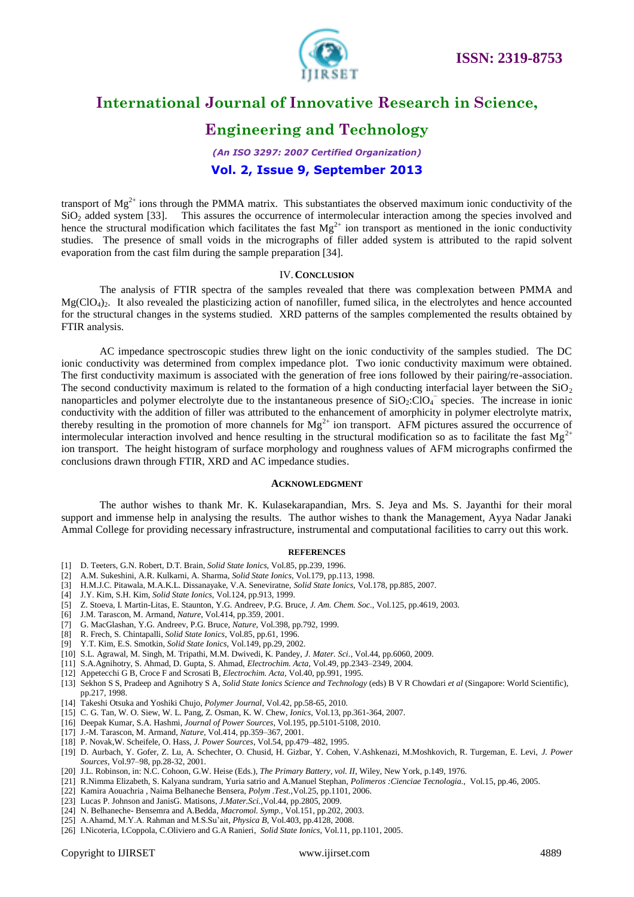transport of $Mg^{2+}$ ions through the PMMA matrix. This substantiates the observed maximum ionic conductivity of the $SiO_2$ added system [33]. This assures the occurrence of intermolecular interaction among the species involved and hence the structural modification which facilitates the fast $Mg^{2+}$ ion transport as mentioned in the ionic conductivity studies. The presence of small voids in the micrographs of filler added system is attributed to the rapid solvent evaporation from the cast film during the sample preparation [34].

## IV. CONCLUSION

The analysis of FTIR spectra of the samples revealed that there was complexation between PMMA and $Mg(ClO_4)_2$. It also revealed the plasticizing action of nanofiller, fumed silica, in the electrolytes and hence accounted for the structural changes in the systems studied. XRD patterns of the samples complemented the results obtained by FTIR analysis.

AC impedance spectroscopic studies threw light on the ionic conductivity of the samples studied. The DC ionic conductivity was determined from complex impedance plot. Two ionic conductivity maximum were obtained. The first conductivity maximum is associated with the generation of free ions followed by their pairing/re-association. The second conductivity maximum is related to the formation of a high conducting interfacial layer between the $SiO_2$ nanoparticles and polymer electrolyte due to the instantaneous presence of $SiO_2$:$ClO_4^-$ species. The increase in ionic conductivity with the addition of filler was attributed to the enhancement of amorphicity in polymer electrolyte matrix, thereby resulting in the promotion of more channels for $Mg^{2+}$ ion transport. AFM pictures assured the occurrence of intermolecular interaction involved and hence resulting in the structural modification so as to facilitate the fast $Mg^{2+}$ ion transport. The height histogram of surface morphology and roughness values of AFM micrographs confirmed the conclusions drawn through FTIR, XRD and AC impedance studies.

## ACKNOWLEDGMENT

The author wishes to thank Mr. K. Kulasekarapandian, Mrs. S. Jeya and Ms. S. Jayanthi for their moral support and immense help in analysing the results. The author wishes to thank the Management, Ayya Nadar Janaki Ammal College for providing necessary infrastructure, instrumental and computational facilities to carry out this work.

## REFERENCES

[1] D. Teeters, G.N. Robert, D.T. Brain, *Solid State Ionics*, Vol.85, pp.239, 1996.
[2] A.M. Sukeshini, A.R. Kulkarni, A. Sharma, *Solid State Ionics*, Vol.179, pp.113, 1998.
[3] H.M.J.C. Pitawala, M.A.K.L. Dissanayake, V.A. Seneviratne, *Solid State Ionics*, Vol.178, pp.885, 2007.
[4] J.Y. Kim, S.H. Kim, *Solid State Ionics*, Vol.124, pp.913, 1999.
[5] Z. Stoeva, I. Martin-Litas, E. Staunton, Y.G. Andreev, P.G. Bruce, *J. Am. Chem. Soc.*, Vol.125, pp.4619, 2003.
[6] J.M. Tarascon, M. Armand, *Nature*, Vol.414, pp.359, 2001.
[7] G. MacGlashan, Y.G. Andreev, P.G. Bruce, *Nature*, Vol.398, pp.792, 1999.
[8] R. Frech, S. Chintapalli, *Solid State Ionics*, Vol.85, pp.61, 1996.
[9] Y.T. Kim, E.S. Smotkin, *Solid State Ionics*, Vol.149, pp.29, 2002.
[10] S.L. Agrawal, M. Singh, M. Tripathi, M.M. Dwivedi, K. Pandey, *J. Mater. Sci.*, Vol.44, pp.6060, 2009.
[11] S.A.Agnihotry, S. Ahmad, D. Gupta, S. Ahmad, *Electrochim. Acta*, Vol.49, pp.2343–2349, 2004.
[12] Appetecchi G B, Croce F and Scrosati B, *Electrochim. Acta*, Vol.40, pp.991, 1995.
[13] Sekhon S S, Pradeep and Agnihotry S A, *Solid State Ionics Science and Technology* (eds) B V R Chowdari *et al* (Singapore: World Scientific), pp.217, 1998.
[14] Takeshi Otsuka and Yoshiki Chujo, *Polymer Journal*, Vol.42, pp.58-65, 2010.
[15] C. G. Tan, W. O. Siew, W. L. Pang, Z. Osman, K. W. Chew, *Ionics*, Vol.13, pp.361-364, 2007.
[16] Deepak Kumar, S.A. Hashmi, *Journal of Power Sources*, Vol.195, pp.5101-5108, 2010.
[17] J.-M. Tarascon, M. Armand, *Nature*, Vol.414, pp.359–367, 2001.
[18] P. Novak,W. Scheifele, O. Hass, *J. Power Sources*, Vol.54, pp.479–482, 1995.
[19] D. Aurbach, Y. Gofer, Z. Lu, A. Schechter, O. Chusid, H. Gizbar, Y. Cohen, V.Ashkenazi, M.Moshkovich, R. Turgeman, E. Levi, *J. Power Sources*, Vol.97–98, pp.28-32, 2001.
[20] J.L. Robinson, in: N.C. Cohoon, G.W. Heise (Eds.), *The Primary Battery, vol. II*, Wiley, New York, p.149, 1976.
[21] R.Nimma Elizabeth, S. Kalyana sundram, Yuria satrio and A.Manuel Stephan, *Polimeros :Cienciae Tecnologia.*, Vol.15, pp.46, 2005.
[22] Kamira Aouachria , Naima Belhaneche Bensera, *Polym .Test.*,Vol.25, pp.1101, 2006.
[23] Lucas P. Johnson and JanisG. Matisons, *J.Mater.Sci.*,Vol.44, pp.2805, 2009.
[24] N. Belhaneche- Bensemra and A.Bedda, *Macromol. Symp.*, Vol.151, pp.202, 2003.
[25] A.Ahamd, M.Y.A. Rahman and M.S.Su'ait, *Physica B*, Vol.403, pp.4128, 2008.
[26] I.Nicoteria, I.Coppola, C.Oliviero and G.A Ranieri, *Solid State Ionics*, Vol.11, pp.1101, 2005.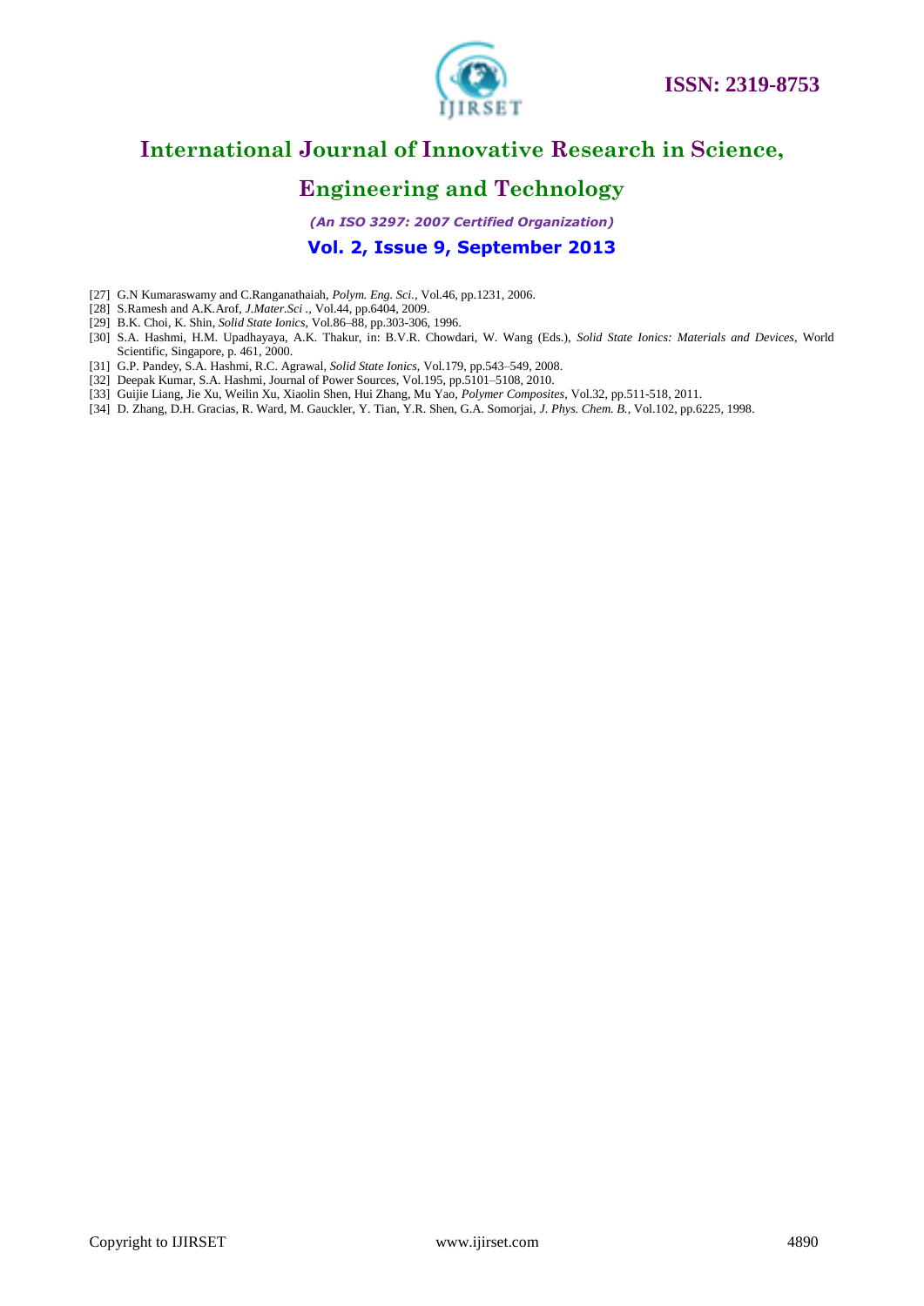[27] G.N Kumaraswamy and C.Ranganathaiah, *Polym. Eng. Sci.*, Vol.46, pp.1231, 2006.

[28] S.Ramesh and A.K.Arof, *J.Mater.Sci .*, Vol.44, pp.6404, 2009.

[29] B.K. Choi, K. Shin, *Solid State Ionics*, Vol.86–88, pp.303-306, 1996.

[30] S.A. Hashmi, H.M. Upadhayaya, A.K. Thakur, in: B.V.R. Chowdari, W. Wang (Eds.), *Solid State Ionics: Materials and Devices*, World Scientific, Singapore, p. 461, 2000.

[31] G.P. Pandey, S.A. Hashmi, R.C. Agrawal, *Solid State Ionics*, Vol.179, pp.543–549, 2008.

[32] Deepak Kumar, S.A. Hashmi, Journal of Power Sources, Vol.195, pp.5101–5108, 2010.

[33] Guijie Liang, Jie Xu, Weilin Xu, Xiaolin Shen, Hui Zhang, Mu Yao, *Polymer Composites*, Vol.32, pp.511-518, 2011.

[34] D. Zhang, D.H. Gracias, R. Ward, M. Gauckler, Y. Tian, Y.R. Shen, G.A. Somorjai, *J. Phys. Chem. B.*, Vol.102, pp.6225, 1998.